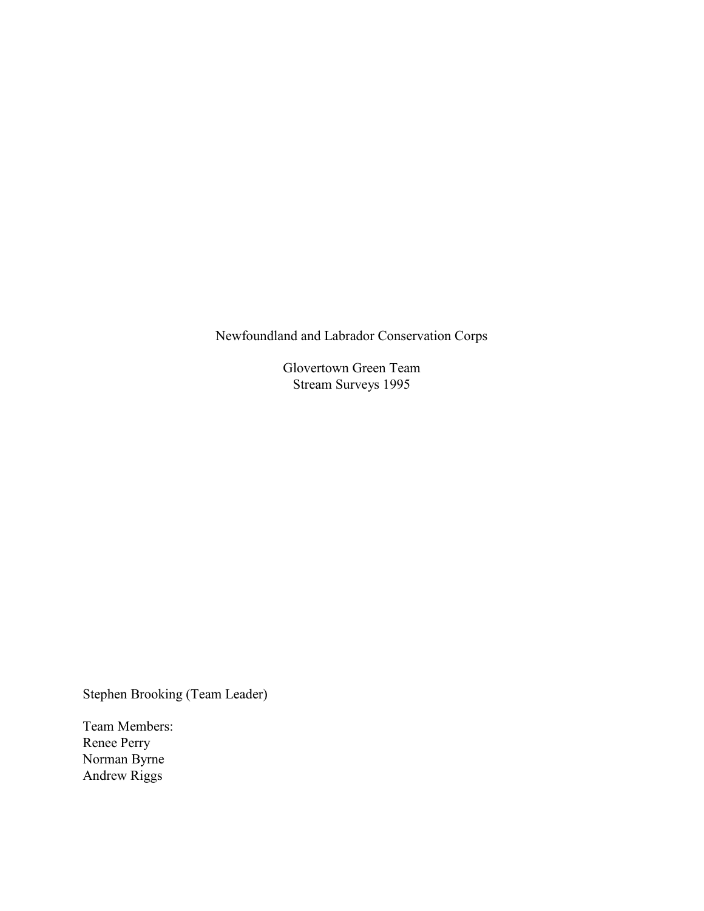# Newfoundland and Labrador Conservation Corps

## Glovertown Green Team
## Stream Surveys 1995

Stephen Brooking (Team Leader)

Team Members:
Renee Perry
Norman Byrne
Andrew Riggs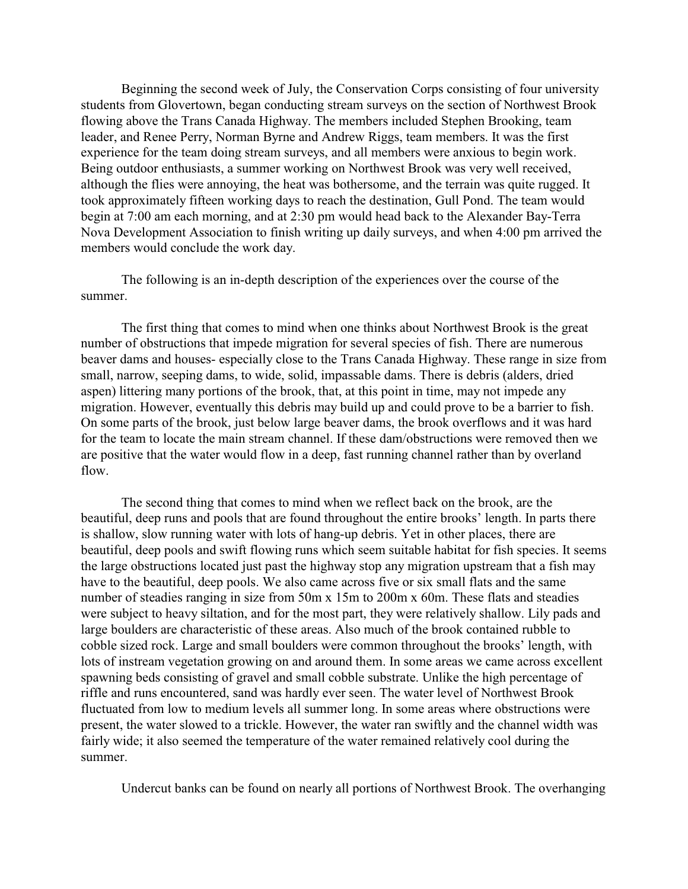Beginning the second week of July, the Conservation Corps consisting of four university students from Glovertown, began conducting stream surveys on the section of Northwest Brook flowing above the Trans Canada Highway. The members included Stephen Brooking, team leader, and Renee Perry, Norman Byrne and Andrew Riggs, team members. It was the first experience for the team doing stream surveys, and all members were anxious to begin work. Being outdoor enthusiasts, a summer working on Northwest Brook was very well received, although the flies were annoying, the heat was bothersome, and the terrain was quite rugged. It took approximately fifteen working days to reach the destination, Gull Pond. The team would begin at 7:00 am each morning, and at 2:30 pm would head back to the Alexander Bay-Terra Nova Development Association to finish writing up daily surveys, and when 4:00 pm arrived the members would conclude the work day.

The following is an in-depth description of the experiences over the course of the summer.

The first thing that comes to mind when one thinks about Northwest Brook is the great number of obstructions that impede migration for several species of fish. There are numerous beaver dams and houses- especially close to the Trans Canada Highway. These range in size from small, narrow, seeping dams, to wide, solid, impassable dams. There is debris (alders, dried aspen) littering many portions of the brook, that, at this point in time, may not impede any migration. However, eventually this debris may build up and could prove to be a barrier to fish. On some parts of the brook, just below large beaver dams, the brook overflows and it was hard for the team to locate the main stream channel. If these dam/obstructions were removed then we are positive that the water would flow in a deep, fast running channel rather than by overland flow.

The second thing that comes to mind when we reflect back on the brook, are the beautiful, deep runs and pools that are found throughout the entire brooks' length. In parts there is shallow, slow running water with lots of hang-up debris. Yet in other places, there are beautiful, deep pools and swift flowing runs which seem suitable habitat for fish species. It seems the large obstructions located just past the highway stop any migration upstream that a fish may have to the beautiful, deep pools. We also came across five or six small flats and the same number of steadies ranging in size from 50m x 15m to 200m x 60m. These flats and steadies were subject to heavy siltation, and for the most part, they were relatively shallow. Lily pads and large boulders are characteristic of these areas. Also much of the brook contained rubble to cobble sized rock. Large and small boulders were common throughout the brooks' length, with lots of instream vegetation growing on and around them. In some areas we came across excellent spawning beds consisting of gravel and small cobble substrate. Unlike the high percentage of riffle and runs encountered, sand was hardly ever seen. The water level of Northwest Brook fluctuated from low to medium levels all summer long. In some areas where obstructions were present, the water slowed to a trickle. However, the water ran swiftly and the channel width was fairly wide; it also seemed the temperature of the water remained relatively cool during the summer.

Undercut banks can be found on nearly all portions of Northwest Brook. The overhanging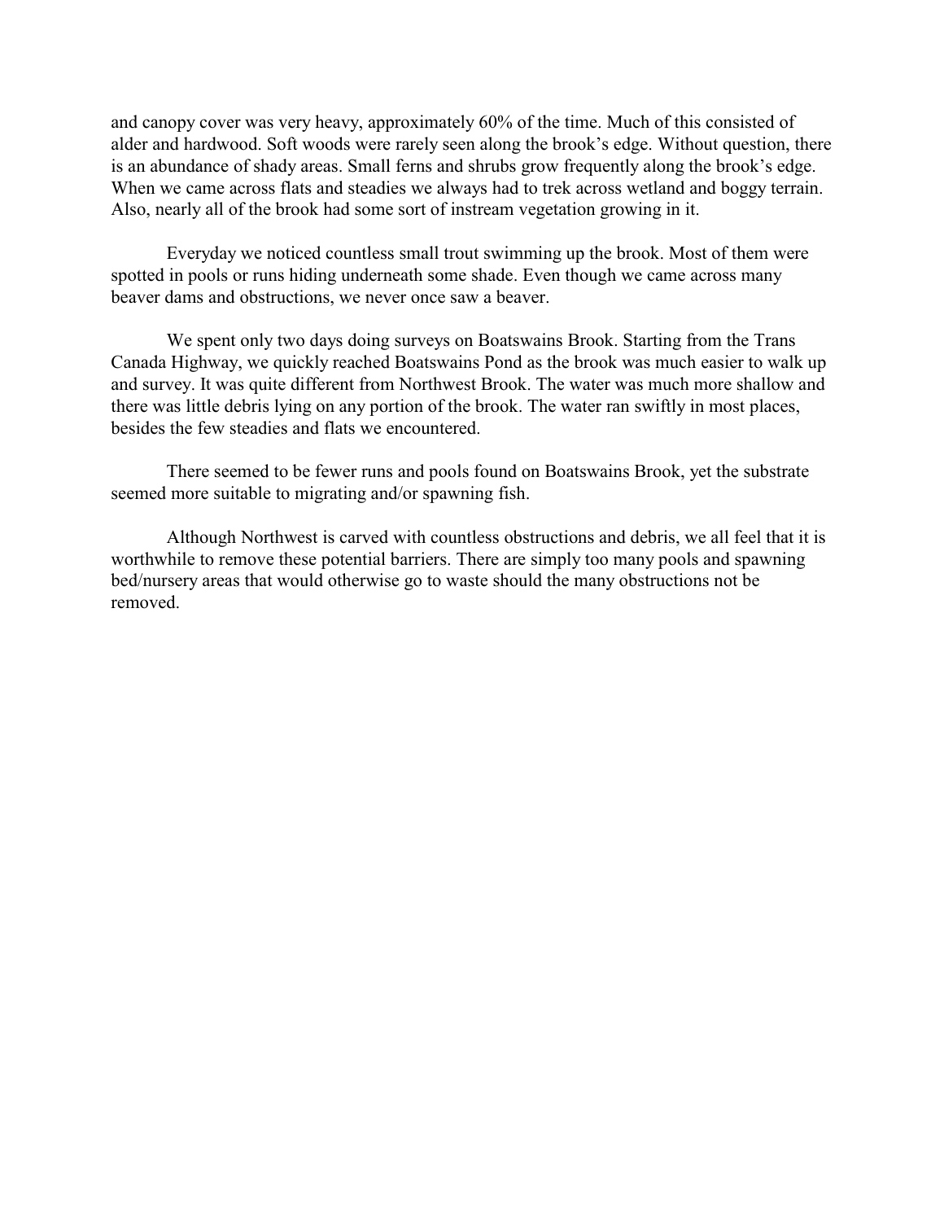and canopy cover was very heavy, approximately 60% of the time. Much of this consisted of alder and hardwood. Soft woods were rarely seen along the brook's edge. Without question, there is an abundance of shady areas. Small ferns and shrubs grow frequently along the brook's edge. When we came across flats and steadies we always had to trek across wetland and boggy terrain. Also, nearly all of the brook had some sort of instream vegetation growing in it.

Everyday we noticed countless small trout swimming up the brook. Most of them were spotted in pools or runs hiding underneath some shade. Even though we came across many beaver dams and obstructions, we never once saw a beaver.

We spent only two days doing surveys on Boatswains Brook. Starting from the Trans Canada Highway, we quickly reached Boatswains Pond as the brook was much easier to walk up and survey. It was quite different from Northwest Brook. The water was much more shallow and there was little debris lying on any portion of the brook. The water ran swiftly in most places, besides the few steadies and flats we encountered.

There seemed to be fewer runs and pools found on Boatswains Brook, yet the substrate seemed more suitable to migrating and/or spawning fish.

Although Northwest is carved with countless obstructions and debris, we all feel that it is worthwhile to remove these potential barriers. There are simply too many pools and spawning bed/nursery areas that would otherwise go to waste should the many obstructions not be removed.